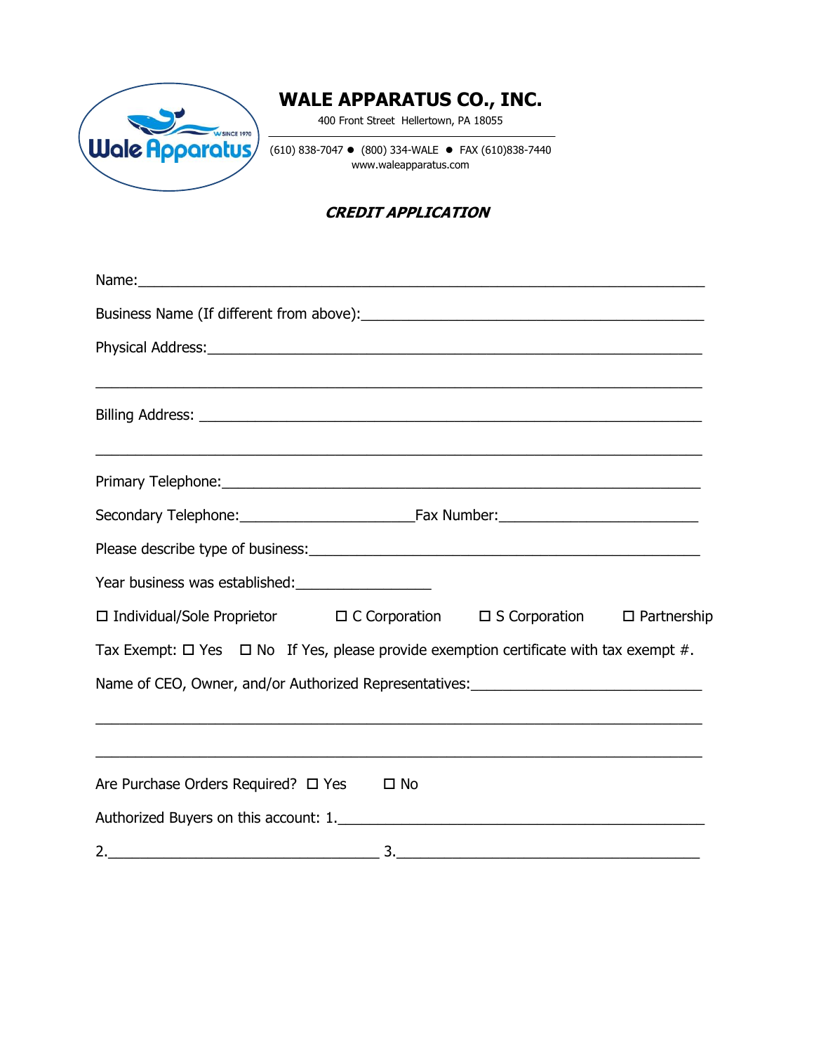# WALE APPARATUS CO., INC.

400 Front Street Hellertown, PA 18055

(610) 838-7047 ● (800) 334-WALE ● FAX (610)838-7440
www.waleapparatus.com

## *CREDIT APPLICATION*

Name:_______________________________________________________________

Business Name (If different from above):____________________________________

Physical Address:_______________________________________________________

____________________________________________________________________

Billing Address: ________________________________________________________

____________________________________________________________________

Primary Telephone:______________________________________________________

Secondary Telephone:____________________Fax Number:______________________

Please describe type of business:___________________________________________

Year business was established:_______________

☐ Individual/Sole Proprietor ☐ C Corporation ☐ S Corporation ☐ Partnership

Tax Exempt: ☐ Yes ☐ No If Yes, please provide exemption certificate with tax exempt #.

Name of CEO, Owner, and/or Authorized Representatives:_________________________

____________________________________________________________________

____________________________________________________________________

Are Purchase Orders Required? ☐ Yes ☐ No

Authorized Buyers on this account: 1._________________________________________

2.______________________________ 3.__________________________________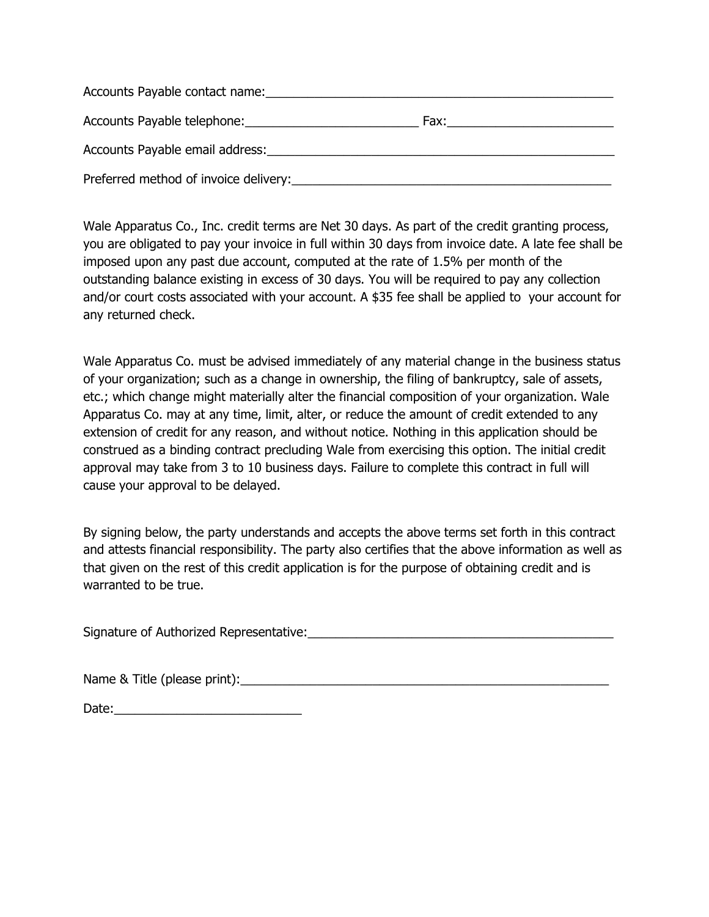Accounts Payable contact name:_____________________________________________________

Accounts Payable telephone:_________________________ Fax:________________________

Accounts Payable email address:_____________________________________________________

Preferred method of invoice delivery:_______________________________________________

Wale Apparatus Co., Inc. credit terms are Net 30 days. As part of the credit granting process, you are obligated to pay your invoice in full within 30 days from invoice date. A late fee shall be imposed upon any past due account, computed at the rate of 1.5% per month of the outstanding balance existing in excess of 30 days. You will be required to pay any collection and/or court costs associated with your account. A $35 fee shall be applied to your account for any returned check.

Wale Apparatus Co. must be advised immediately of any material change in the business status of your organization; such as a change in ownership, the filing of bankruptcy, sale of assets, etc.; which change might materially alter the financial composition of your organization. Wale Apparatus Co. may at any time, limit, alter, or reduce the amount of credit extended to any extension of credit for any reason, and without notice. Nothing in this application should be construed as a binding contract precluding Wale from exercising this option. The initial credit approval may take from 3 to 10 business days. Failure to complete this contract in full will cause your approval to be delayed.

By signing below, the party understands and accepts the above terms set forth in this contract and attests financial responsibility. The party also certifies that the above information as well as that given on the rest of this credit application is for the purpose of obtaining credit and is warranted to be true.

Signature of Authorized Representative:___________________________________________

Name & Title (please print):______________________________________________________

Date:___________________________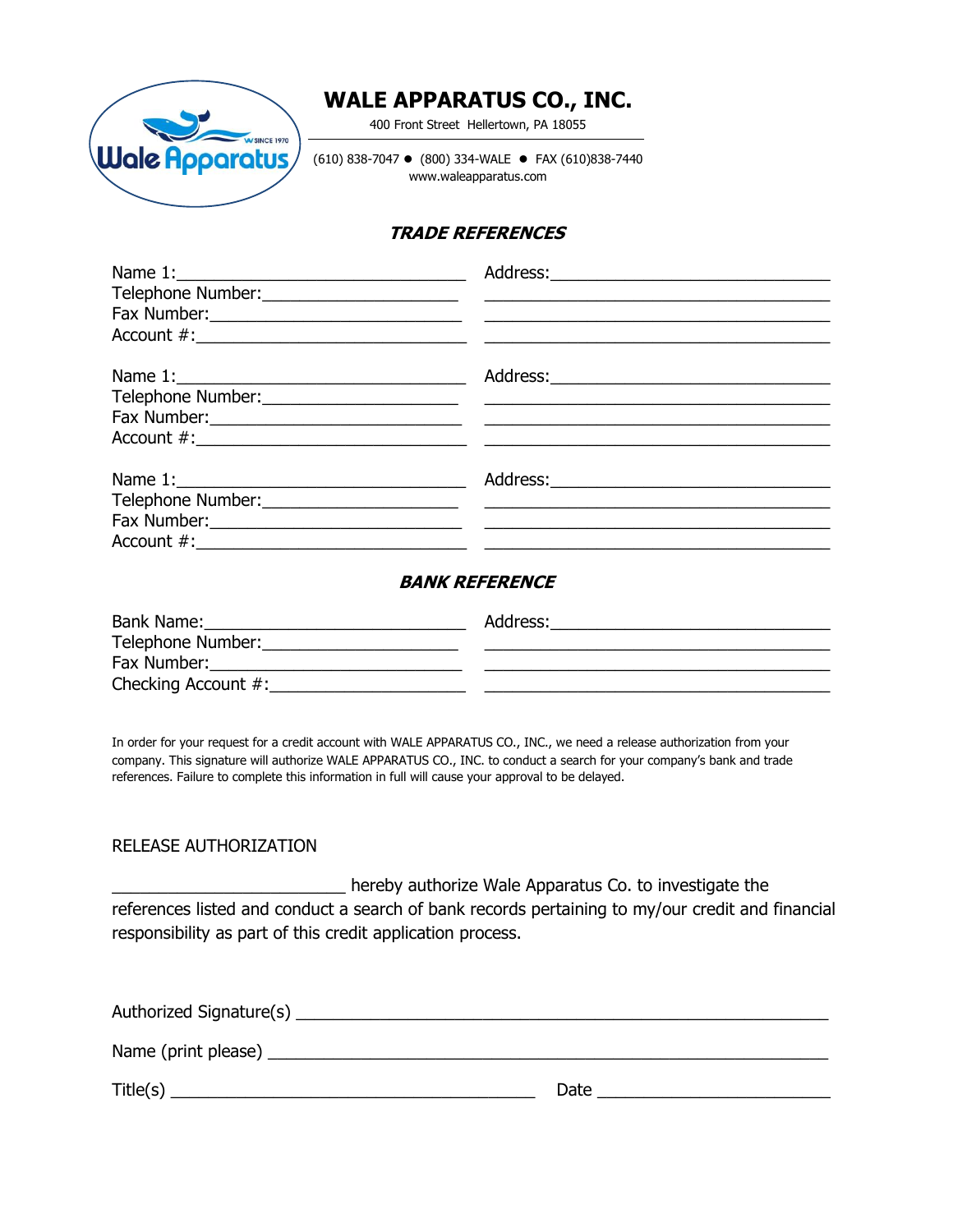# WALE APPARATUS CO., INC.

400 Front Street Hellertown, PA 18055

(610) 838-7047 ● (800) 334-WALE ● FAX (610)838-7440

www.waleapparatus.com

## *TRADE REFERENCES*

Name 1:_______________________________ Address:______________________________

Telephone Number:_____________________ ______________________________________

Fax Number:___________________________ ______________________________________

Account #:____________________________ ______________________________________

Name 1:_______________________________ Address:______________________________

Telephone Number:_____________________ ______________________________________

Fax Number:___________________________ ______________________________________

Account #:____________________________ ______________________________________

Name 1:_______________________________ Address:______________________________

Telephone Number:_____________________ ______________________________________

Fax Number:___________________________ ______________________________________

Account #:____________________________ ______________________________________

## *BANK REFERENCE*

Bank Name:____________________________ Address:______________________________

Telephone Number:_____________________ ______________________________________

Fax Number:___________________________ ______________________________________

Checking Account #:___________________ ______________________________________

In order for your request for a credit account with WALE APPARATUS CO., INC., we need a release authorization from your company. This signature will authorize WALE APPARATUS CO., INC. to conduct a search for your company's bank and trade references. Failure to complete this information in full will cause your approval to be delayed.

RELEASE AUTHORIZATION

_________________________ hereby authorize Wale Apparatus Co. to investigate the references listed and conduct a search of bank records pertaining to my/our credit and financial responsibility as part of this credit application process.

Authorized Signature(s) ___________________________________________________

Name (print please) ______________________________________________________

Title(s) ______________________________________ Date ________________________